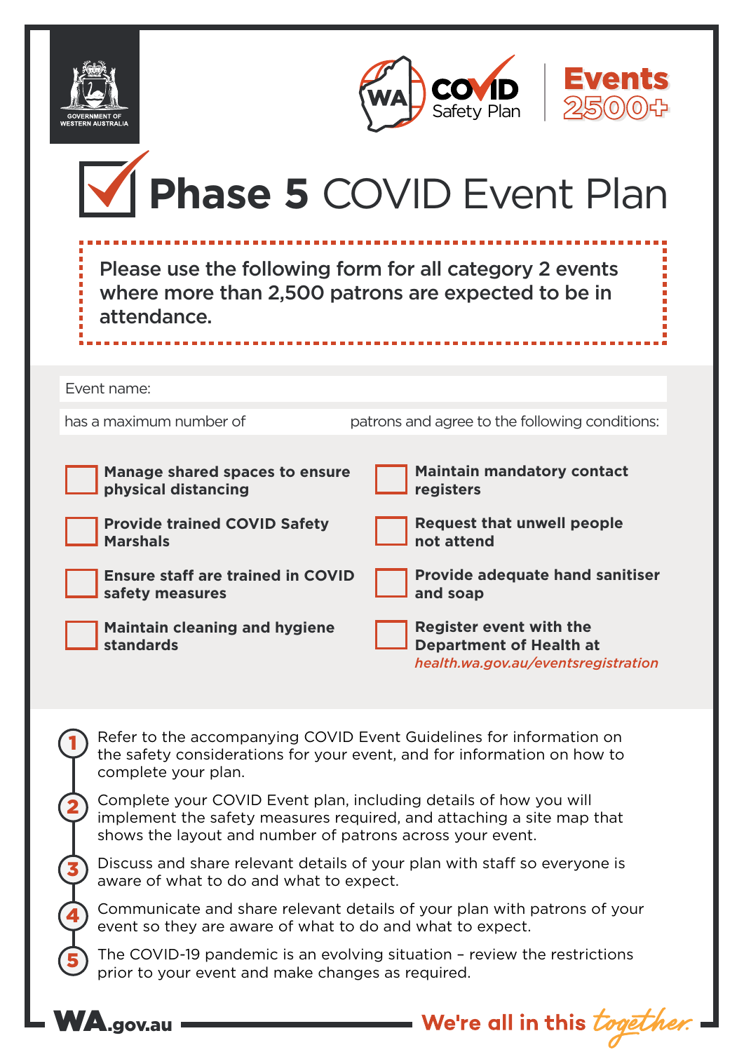GOVERNMENT OF WESTERN AUSTRALIA

WA COVID Safety Plan | Events 2500+

# Phase 5 COVID Event Plan

Please use the following form for all category 2 events where more than 2,500 patrons are expected to be in attendance.

Event name:

has a maximum number of patrons and agree to the following conditions:

- [ ] **Manage shared spaces to ensure physical distancing**
- [ ] **Provide trained COVID Safety Marshals**
- [ ] **Ensure staff are trained in COVID safety measures**
- [ ] **Maintain cleaning and hygiene standards**
- [ ] **Maintain mandatory contact registers**
- [ ] **Request that unwell people not attend**
- [ ] **Provide adequate hand sanitiser and soap**
- [ ] **Register event with the Department of Health at** *health.wa.gov.au/eventsregistration*

1. Refer to the accompanying COVID Event Guidelines for information on the safety considerations for your event, and for information on how to complete your plan.
2. Complete your COVID Event plan, including details of how you will implement the safety measures required, and attaching a site map that shows the layout and number of patrons across your event.
3. Discuss and share relevant details of your plan with staff so everyone is aware of what to do and what to expect.
4. Communicate and share relevant details of your plan with patrons of your event so they are aware of what to do and what to expect.
5. The COVID-19 pandemic is an evolving situation – review the restrictions prior to your event and make changes as required.

WA.gov.au

We're all in this *together.*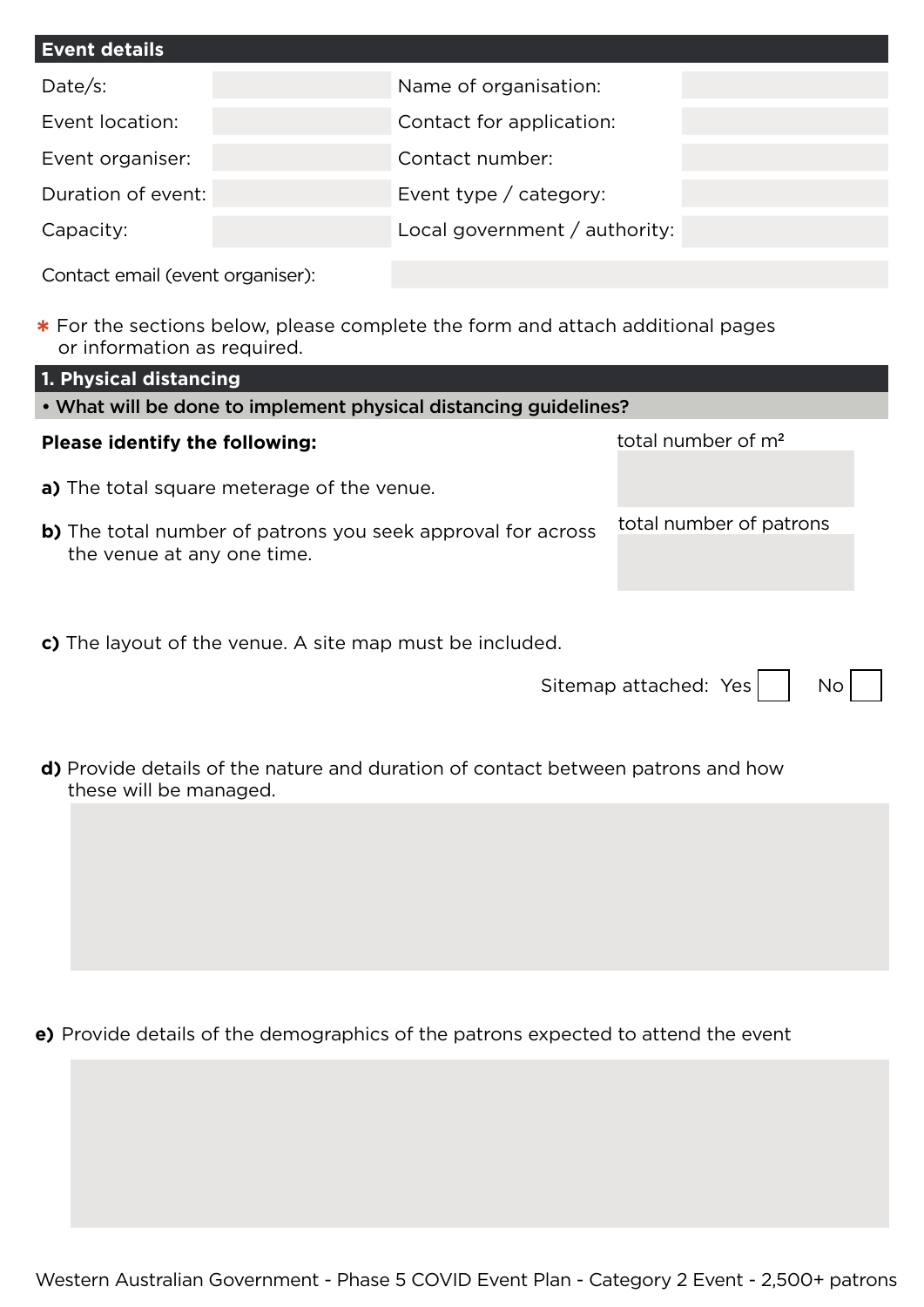## Event details

| Date/s: | | Name of organisation: | |
|---|---|---|---|
| Event location: | | Contact for application: | |
| Event organiser: | | Contact number: | |
| Duration of event: | | Event type / category: | |
| Capacity: | | Local government / authority: | |

Contact email (event organiser):

* For the sections below, please complete the form and attach additional pages or information as required.

## 1. Physical distancing

**• What will be done to implement physical distancing guidelines?**

**Please identify the following:**

**a)** The total square meterage of the venue.

total number of m²

**b)** The total number of patrons you seek approval for across the venue at any one time.

total number of patrons

**c)** The layout of the venue. A site map must be included.

Sitemap attached: Yes ☐ No ☐

**d)** Provide details of the nature and duration of contact between patrons and how these will be managed.

**e)** Provide details of the demographics of the patrons expected to attend the event

Western Australian Government - Phase 5 COVID Event Plan - Category 2 Event - 2,500+ patrons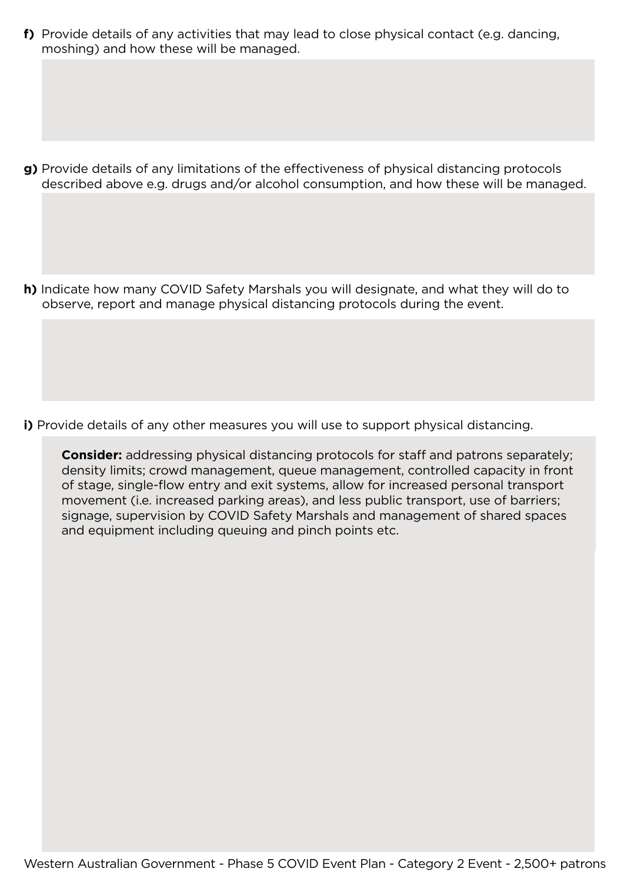**f)** Provide details of any activities that may lead to close physical contact (e.g. dancing, moshing) and how these will be managed.

**g)** Provide details of any limitations of the effectiveness of physical distancing protocols described above e.g. drugs and/or alcohol consumption, and how these will be managed.

**h)** Indicate how many COVID Safety Marshals you will designate, and what they will do to observe, report and manage physical distancing protocols during the event.

**i)** Provide details of any other measures you will use to support physical distancing.

**Consider:** addressing physical distancing protocols for staff and patrons separately; density limits; crowd management, queue management, controlled capacity in front of stage, single-flow entry and exit systems, allow for increased personal transport movement (i.e. increased parking areas), and less public transport, use of barriers; signage, supervision by COVID Safety Marshals and management of shared spaces and equipment including queuing and pinch points etc.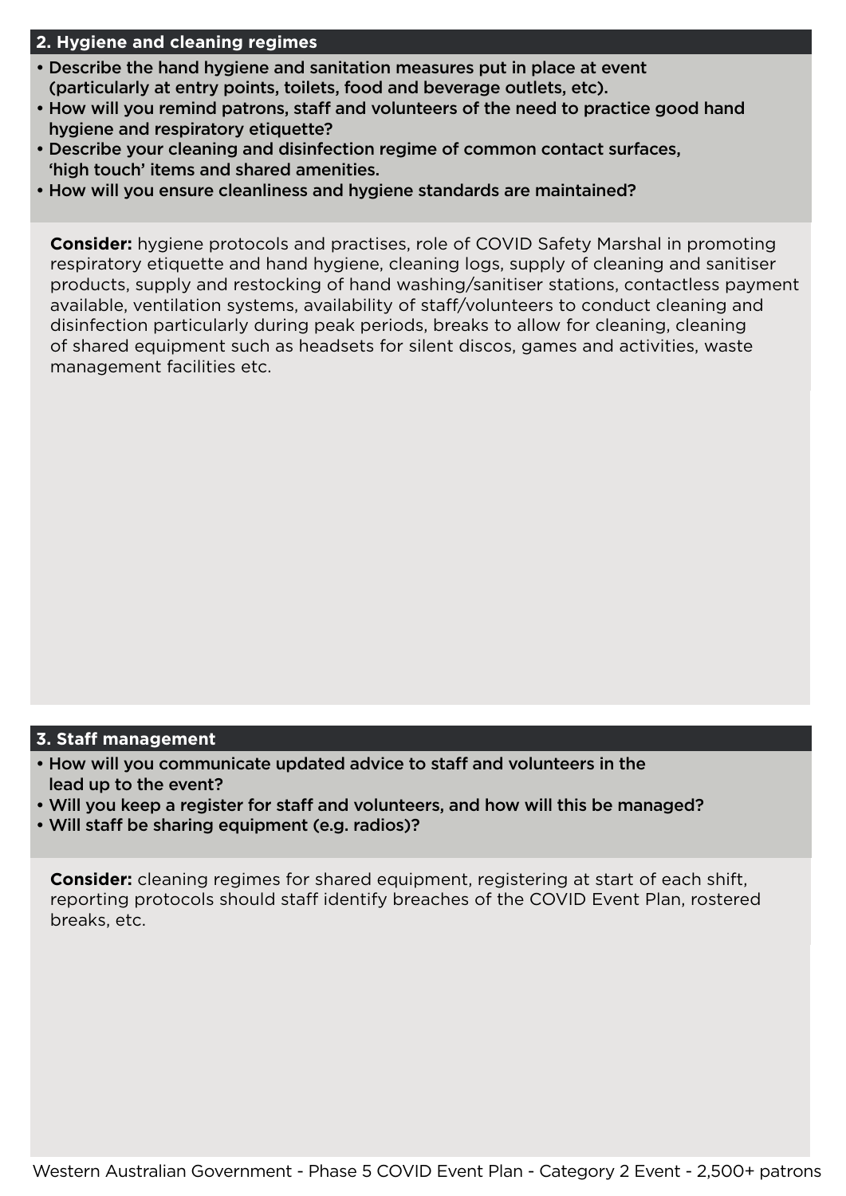## 2. Hygiene and cleaning regimes

- **Describe the hand hygiene and sanitation measures put in place at event (particularly at entry points, toilets, food and beverage outlets, etc).**
- **How will you remind patrons, staff and volunteers of the need to practice good hand hygiene and respiratory etiquette?**
- **Describe your cleaning and disinfection regime of common contact surfaces, 'high touch' items and shared amenities.**
- **How will you ensure cleanliness and hygiene standards are maintained?**

**Consider:** hygiene protocols and practises, role of COVID Safety Marshal in promoting respiratory etiquette and hand hygiene, cleaning logs, supply of cleaning and sanitiser products, supply and restocking of hand washing/sanitiser stations, contactless payment available, ventilation systems, availability of staff/volunteers to conduct cleaning and disinfection particularly during peak periods, breaks to allow for cleaning, cleaning of shared equipment such as headsets for silent discos, games and activities, waste management facilities etc.

## 3. Staff management

- **How will you communicate updated advice to staff and volunteers in the lead up to the event?**
- **Will you keep a register for staff and volunteers, and how will this be managed?**
- **Will staff be sharing equipment (e.g. radios)?**

**Consider:** cleaning regimes for shared equipment, registering at start of each shift, reporting protocols should staff identify breaches of the COVID Event Plan, rostered breaks, etc.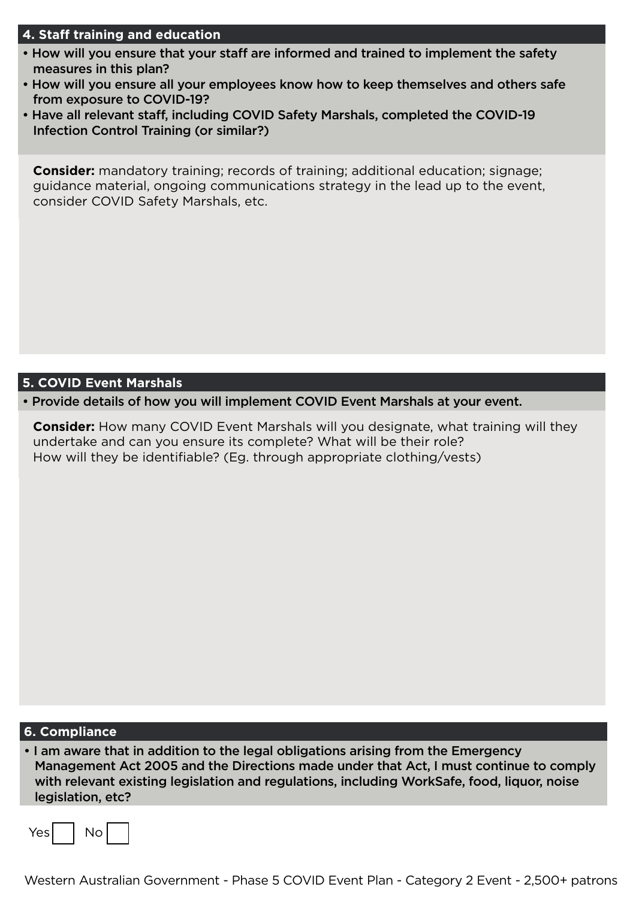## 4. Staff training and education

- **How will you ensure that your staff are informed and trained to implement the safety measures in this plan?**
- **How will you ensure all your employees know how to keep themselves and others safe from exposure to COVID-19?**
- **Have all relevant staff, including COVID Safety Marshals, completed the COVID-19 Infection Control Training (or similar?)**

**Consider:** mandatory training; records of training; additional education; signage; guidance material, ongoing communications strategy in the lead up to the event, consider COVID Safety Marshals, etc.

## 5. COVID Event Marshals

- **Provide details of how you will implement COVID Event Marshals at your event.**

**Consider:** How many COVID Event Marshals will you designate, what training will they undertake and can you ensure its complete? What will be their role? How will they be identifiable? (Eg. through appropriate clothing/vests)

## 6. Compliance

- **I am aware that in addition to the legal obligations arising from the Emergency Management Act 2005 and the Directions made under that Act, I must continue to comply with relevant existing legislation and regulations, including WorkSafe, food, liquor, noise legislation, etc?**

Yes ☐ No ☐

Western Australian Government - Phase 5 COVID Event Plan - Category 2 Event - 2,500+ patrons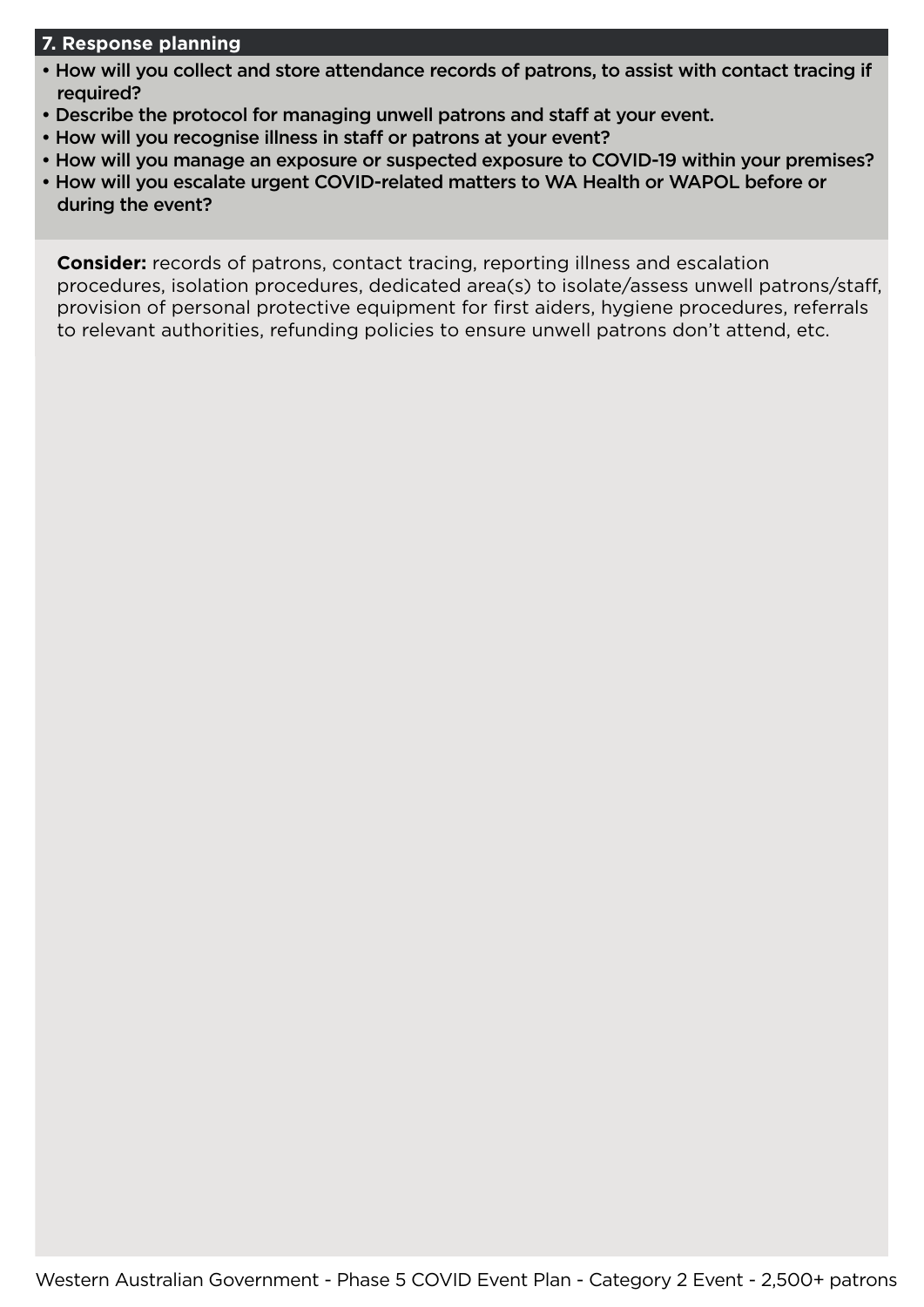## 7. Response planning

- How will you collect and store attendance records of patrons, to assist with contact tracing if required?
- Describe the protocol for managing unwell patrons and staff at your event.
- How will you recognise illness in staff or patrons at your event?
- How will you manage an exposure or suspected exposure to COVID-19 within your premises?
- How will you escalate urgent COVID-related matters to WA Health or WAPOL before or during the event?

**Consider:** records of patrons, contact tracing, reporting illness and escalation procedures, isolation procedures, dedicated area(s) to isolate/assess unwell patrons/staff, provision of personal protective equipment for first aiders, hygiene procedures, referrals to relevant authorities, refunding policies to ensure unwell patrons don't attend, etc.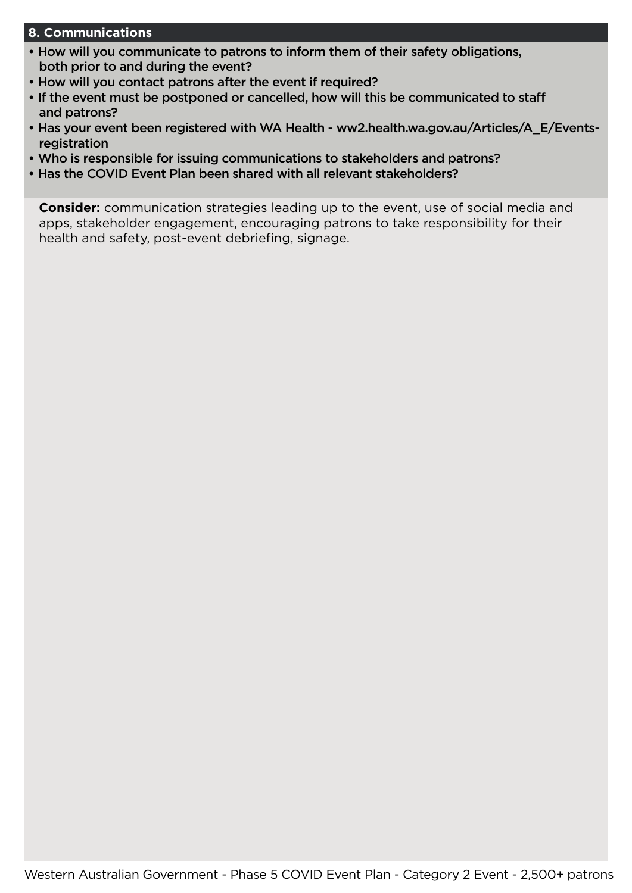## 8. Communications

- How will you communicate to patrons to inform them of their safety obligations, both prior to and during the event?
- How will you contact patrons after the event if required?
- If the event must be postponed or cancelled, how will this be communicated to staff and patrons?
- Has your event been registered with WA Health - ww2.health.wa.gov.au/Articles/A_E/Events-registration
- Who is responsible for issuing communications to stakeholders and patrons?
- Has the COVID Event Plan been shared with all relevant stakeholders?

**Consider:** communication strategies leading up to the event, use of social media and apps, stakeholder engagement, encouraging patrons to take responsibility for their health and safety, post-event debriefing, signage.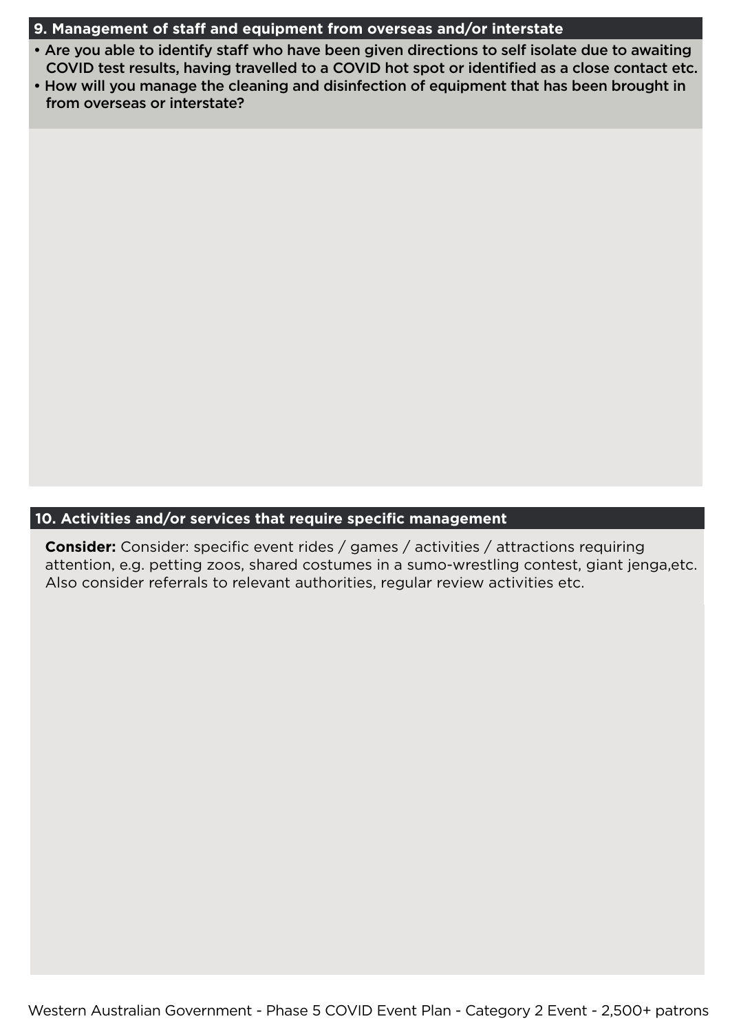## 9. Management of staff and equipment from overseas and/or interstate

- **Are you able to identify staff who have been given directions to self isolate due to awaiting COVID test results, having travelled to a COVID hot spot or identified as a close contact etc.**
- **How will you manage the cleaning and disinfection of equipment that has been brought in from overseas or interstate?**

## 10. Activities and/or services that require specific management

**Consider:** Consider: specific event rides / games / activities / attractions requiring attention, e.g. petting zoos, shared costumes in a sumo-wrestling contest, giant jenga,etc. Also consider referrals to relevant authorities, regular review activities etc.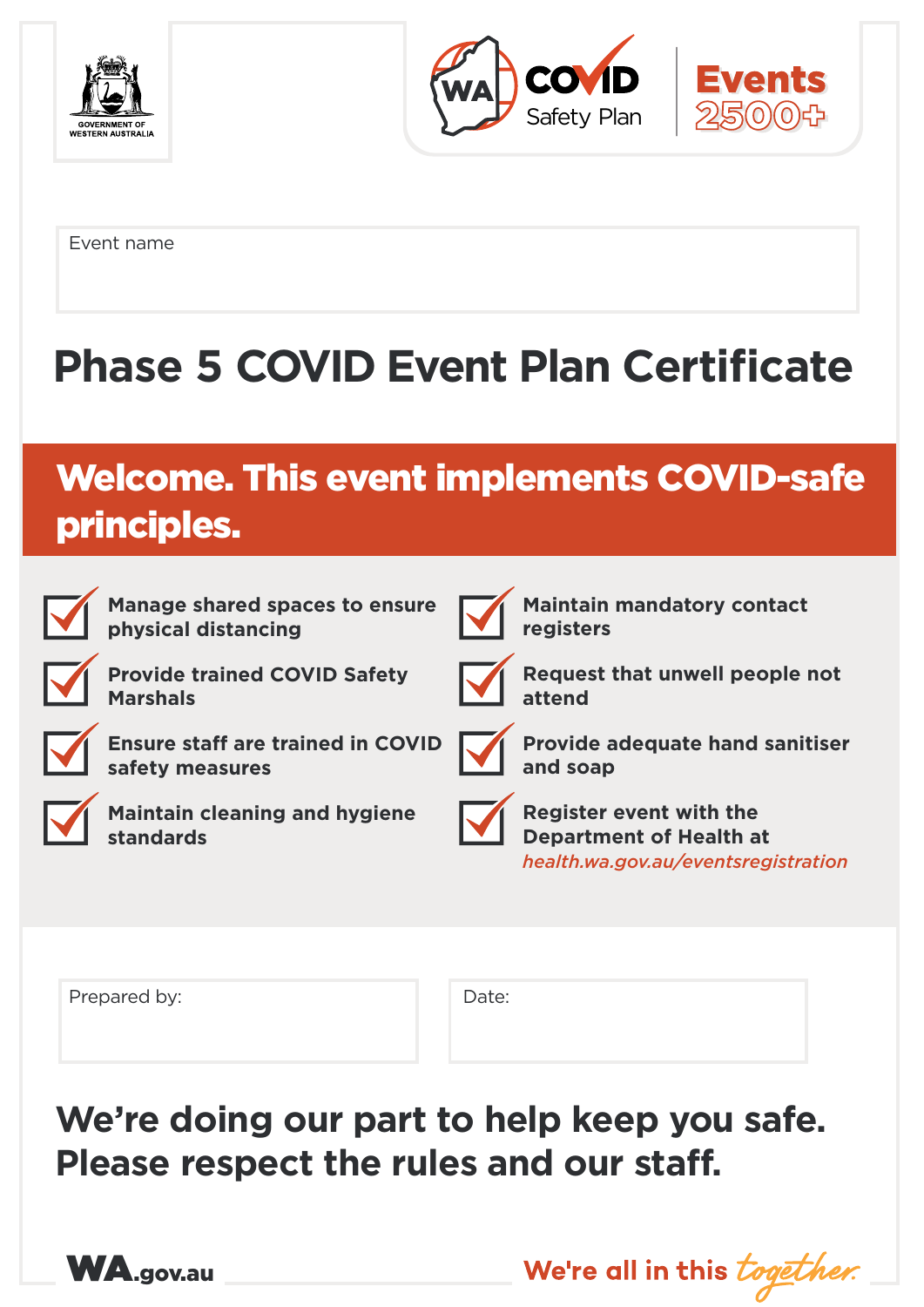GOVERNMENT OF WESTERN AUSTRALIA

WA COVID Safety Plan | Events 2500+

Event name

# Phase 5 COVID Event Plan Certificate

## Welcome. This event implements COVID-safe principles.

- **Manage shared spaces to ensure physical distancing**
- **Provide trained COVID Safety Marshals**
- **Ensure staff are trained in COVID safety measures**
- **Maintain cleaning and hygiene standards**
- **Maintain mandatory contact registers**
- **Request that unwell people not attend**
- **Provide adequate hand sanitiser and soap**
- **Register event with the Department of Health at** *health.wa.gov.au/eventsregistration*

Prepared by:

Date:

**We're doing our part to help keep you safe. Please respect the rules and our staff.**

WA.gov.au

We're all in this *together.*